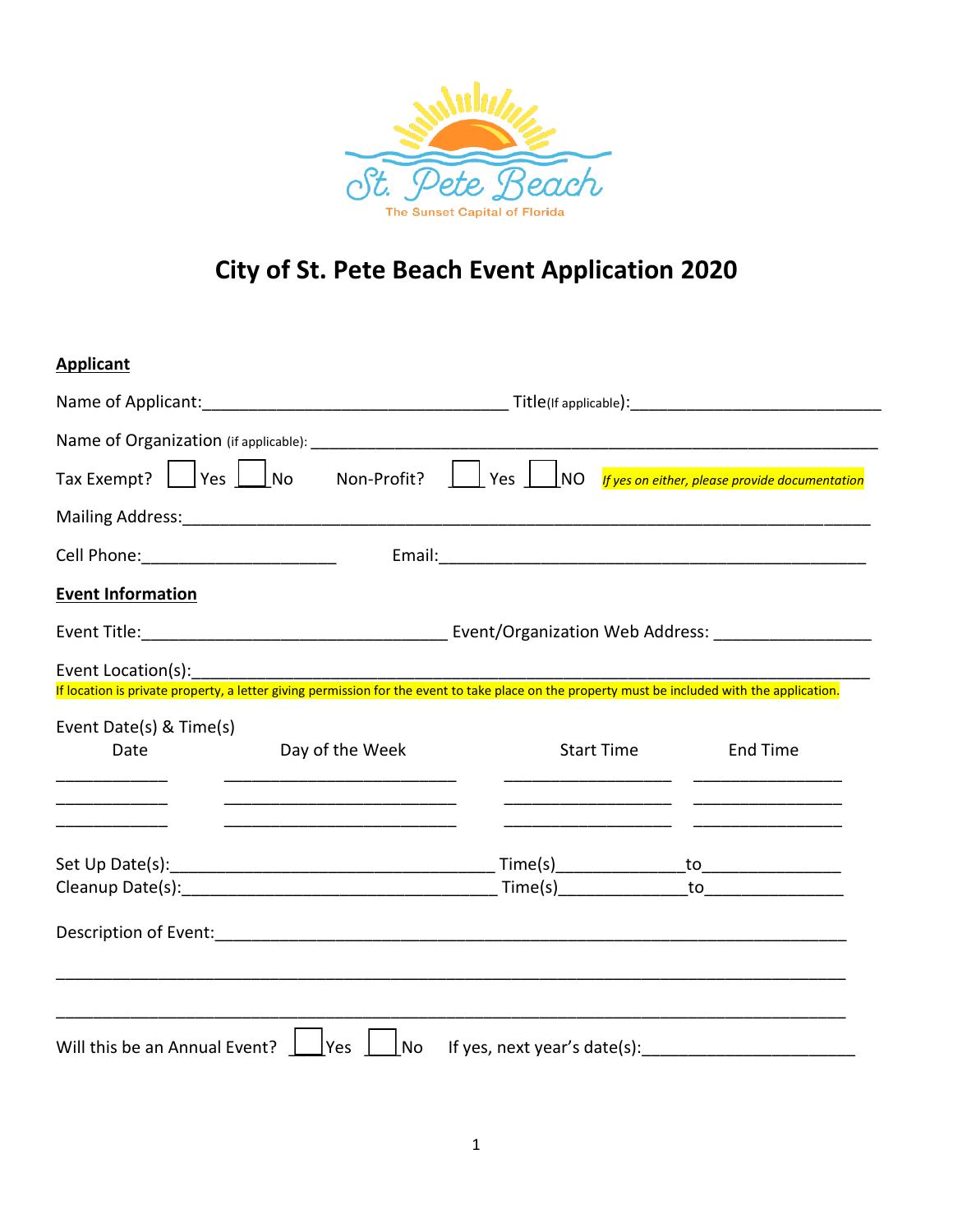St. Pete Beach

The Sunset Capital of Florida

# City of St. Pete Beach Event Application 2020

## Applicant

Name of Applicant:_________________________________ Title(If applicable):___________________________

Name of Organization (if applicable): _____________________________________________________________

Tax Exempt? ☐ Yes ☐ No Non-Profit? ☐ Yes ☐ NO *If yes on either, please provide documentation*

Mailing Address:_________________________________________________________________________

Cell Phone:_____________________ Email:_______________________________________________

## Event Information

Event Title:_________________________________ Event/Organization Web Address: ________________

Event Location(s):_________________________________________________________________________

If location is private property, a letter giving permission for the event to take place on the property must be included with the application.

Event Date(s) & Time(s)

| Date | Day of the Week | Start Time | End Time |
|---|---|---|---|
| ____________ | _________________________ | __________________ | ________________ |
| ____________ | _________________________ | __________________ | ________________ |
| ____________ | _________________________ | __________________ | ________________ |

Set Up Date(s):___________________________________ Time(s)_____________to_______________

Cleanup Date(s):__________________________________ Time(s)_____________to_______________

Description of Event:______________________________________________________________________

______________________________________________________________________________________

______________________________________________________________________________________

Will this be an Annual Event? ☐ Yes ☐ No If yes, next year's date(s):______________________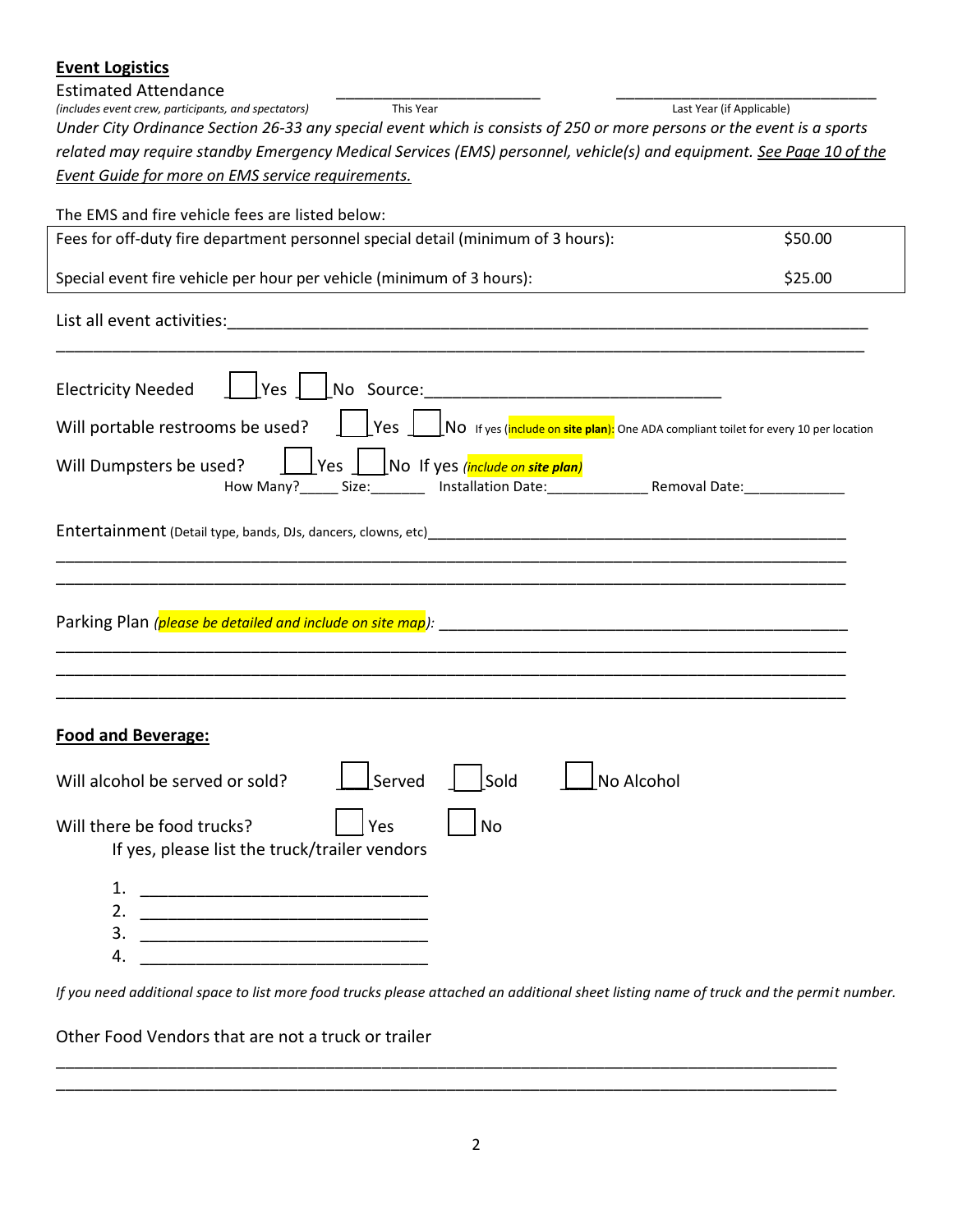**Event Logistics**

Estimated Attendance ________________________ ________________________

*(includes event crew, participants, and spectators)* This Year Last Year (if Applicable)

*Under City Ordinance Section 26-33 any special event which is consists of 250 or more persons or the event is a sports related may require standby Emergency Medical Services (EMS) personnel, vehicle(s) and equipment. See Page 10 of the Event Guide for more on EMS service requirements.*

The EMS and fire vehicle fees are listed below:

| | |
|---|---|
| Fees for off-duty fire department personnel special detail (minimum of 3 hours): | $50.00 |
| Special event fire vehicle per hour per vehicle (minimum of 3 hours): | $25.00 |

List all event activities:______________________________________________________________________

______________________________________________________________________________________

Electricity Needed ☐ Yes ☐ No Source:________________________________

Will portable restrooms be used? ☐ Yes ☐ No If yes (include on **site plan**): One ADA compliant toilet for every 10 per location

Will Dumpsters be used? ☐ Yes ☐ No If yes *(include on **site plan**)*

How Many?_____ Size:_______ Installation Date:_____________ Removal Date:____________

Entertainment (Detail type, bands, DJs, dancers, clowns, etc)__________________________________________

______________________________________________________________________________________

______________________________________________________________________________________

Parking Plan *(please be detailed and include on site map)*: ____________________________________________

______________________________________________________________________________________

______________________________________________________________________________________

______________________________________________________________________________________

**Food and Beverage:**

Will alcohol be served or sold? ☐ Served ☐ Sold ☐ No Alcohol

Will there be food trucks? ☐ Yes ☐ No

If yes, please list the truck/trailer vendors

1. ________________________________
2. ________________________________
3. ________________________________
4. ________________________________

*If you need additional space to list more food trucks please attached an additional sheet listing name of truck and the permit number.*

Other Food Vendors that are not a truck or trailer

______________________________________________________________________________________

______________________________________________________________________________________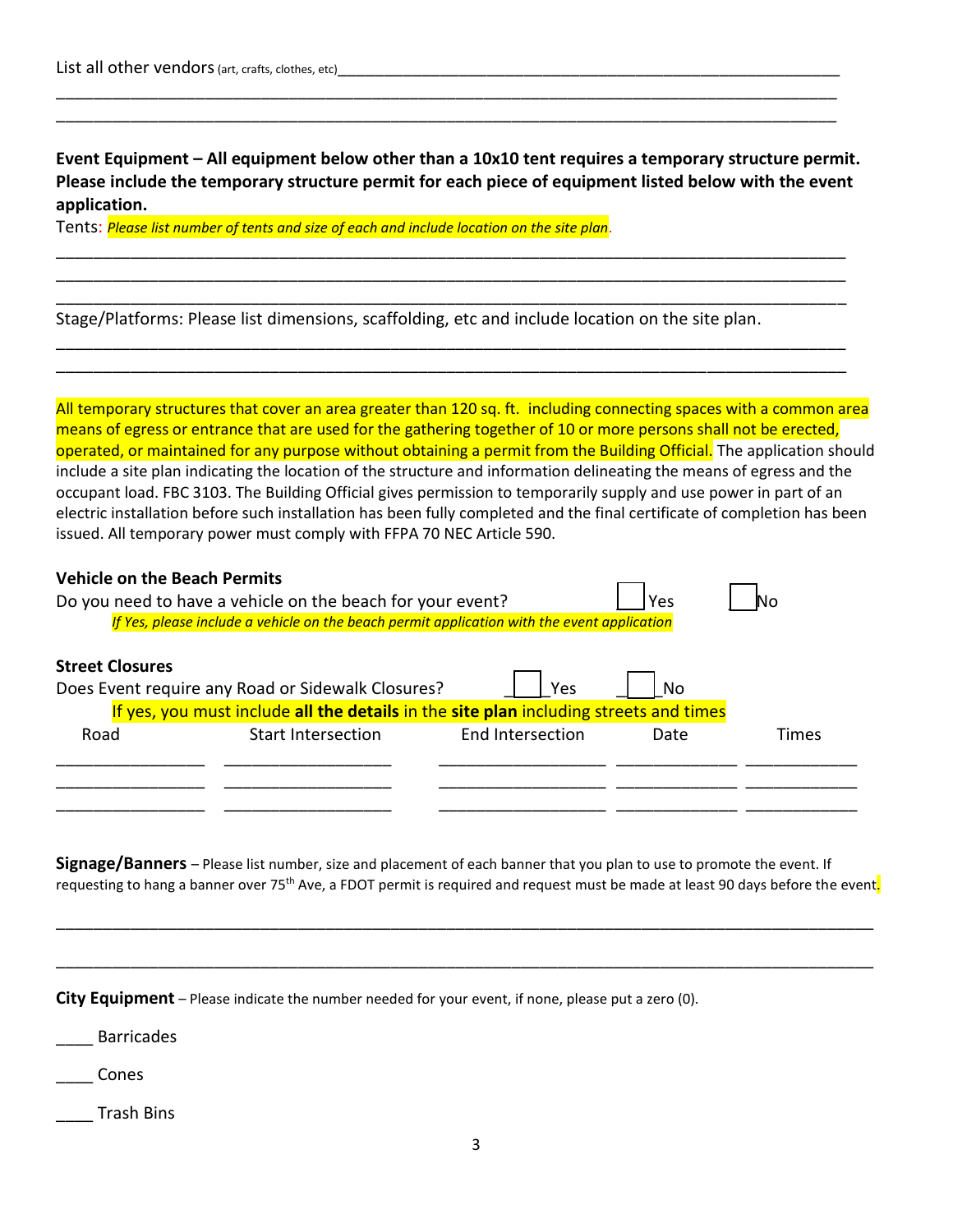List all other vendors (art, crafts, clothes, etc)_______________________________________________________________

______________________________________________________________________________________

______________________________________________________________________________________

**Event Equipment – All equipment below other than a 10x10 tent requires a temporary structure permit. Please include the temporary structure permit for each piece of equipment listed below with the event application.**

Tents: *Please list number of tents and size of each and include location on the site plan.*

______________________________________________________________________________________

______________________________________________________________________________________

______________________________________________________________________________________

Stage/Platforms: Please list dimensions, scaffolding, etc and include location on the site plan.

______________________________________________________________________________________

______________________________________________________________________________________

All temporary structures that cover an area greater than 120 sq. ft. including connecting spaces with a common area means of egress or entrance that are used for the gathering together of 10 or more persons shall not be erected, operated, or maintained for any purpose without obtaining a permit from the Building Official. The application should include a site plan indicating the location of the structure and information delineating the means of egress and the occupant load. FBC 3103. The Building Official gives permission to temporarily supply and use power in part of an electric installation before such installation has been fully completed and the final certificate of completion has been issued. All temporary power must comply with FFPA 70 NEC Article 590.

**Vehicle on the Beach Permits**

Do you need to have a vehicle on the beach for your event? ☐ Yes ☐ No

*If Yes, please include a vehicle on the beach permit application with the event application*

**Street Closures**

Does Event require any Road or Sidewalk Closures? ☐ Yes ☐ No

If yes, you must include **all the details** in the **site plan** including streets and times

| Road | Start Intersection | End Intersection | Date | Times |
|---|---|---|---|---|
| | | | | |
| | | | | |
| | | | | |

**Signage/Banners** – Please list number, size and placement of each banner that you plan to use to promote the event. If requesting to hang a banner over 75th Ave, a FDOT permit is required and request must be made at least 90 days before the event.

______________________________________________________________________________________

______________________________________________________________________________________

**City Equipment** – Please indicate the number needed for your event, if none, please put a zero (0).

____ Barricades

____ Cones

____ Trash Bins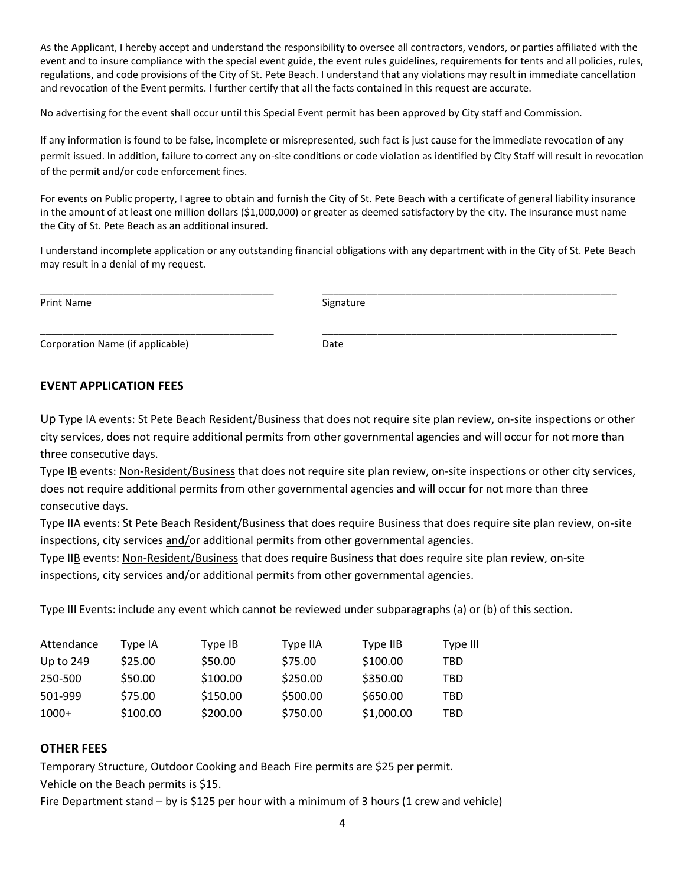As the Applicant, I hereby accept and understand the responsibility to oversee all contractors, vendors, or parties affiliated with the event and to insure compliance with the special event guide, the event rules guidelines, requirements for tents and all policies, rules, regulations, and code provisions of the City of St. Pete Beach. I understand that any violations may result in immediate cancellation and revocation of the Event permits. I further certify that all the facts contained in this request are accurate.

No advertising for the event shall occur until this Special Event permit has been approved by City staff and Commission.

If any information is found to be false, incomplete or misrepresented, such fact is just cause for the immediate revocation of any permit issued. In addition, failure to correct any on-site conditions or code violation as identified by City Staff will result in revocation of the permit and/or code enforcement fines.

For events on Public property, I agree to obtain and furnish the City of St. Pete Beach with a certificate of general liability insurance in the amount of at least one million dollars ($1,000,000) or greater as deemed satisfactory by the city. The insurance must name the City of St. Pete Beach as an additional insured.

I understand incomplete application or any outstanding financial obligations with any department with in the City of St. Pete Beach may result in a denial of my request.

_________________________________________ &nbsp;&nbsp;&nbsp;&nbsp; _____________________________________________________

Print Name &nbsp;&nbsp;&nbsp;&nbsp; Signature

_________________________________________ &nbsp;&nbsp;&nbsp;&nbsp; _____________________________________________________

Corporation Name (if applicable) &nbsp;&nbsp;&nbsp;&nbsp; Date

## EVENT APPLICATION FEES

Up Type IA events: St Pete Beach Resident/Business that does not require site plan review, on-site inspections or other city services, does not require additional permits from other governmental agencies and will occur for not more than three consecutive days.

Type IB events: Non-Resident/Business that does not require site plan review, on-site inspections or other city services, does not require additional permits from other governmental agencies and will occur for not more than three consecutive days.

Type IIA events: St Pete Beach Resident/Business that does require Business that does require site plan review, on-site inspections, city services and/or additional permits from other governmental agencies.

Type IIB events: Non-Resident/Business that does require Business that does require site plan review, on-site inspections, city services and/or additional permits from other governmental agencies.

Type III Events: include any event which cannot be reviewed under subparagraphs (a) or (b) of this section.

| Attendance | Type IA | Type IB | Type IIA | Type IIB | Type III |
|---|---|---|---|---|---|
| Up to 249 | $25.00 | $50.00 | $75.00 | $100.00 | TBD |
| 250-500 | $50.00 | $100.00 | $250.00 | $350.00 | TBD |
| 501-999 | $75.00 | $150.00 | $500.00 | $650.00 | TBD |
| 1000+ | $100.00 | $200.00 | $750.00 | $1,000.00 | TBD |

## OTHER FEES

Temporary Structure, Outdoor Cooking and Beach Fire permits are $25 per permit.

Vehicle on the Beach permits is $15.

Fire Department stand – by is $125 per hour with a minimum of 3 hours (1 crew and vehicle)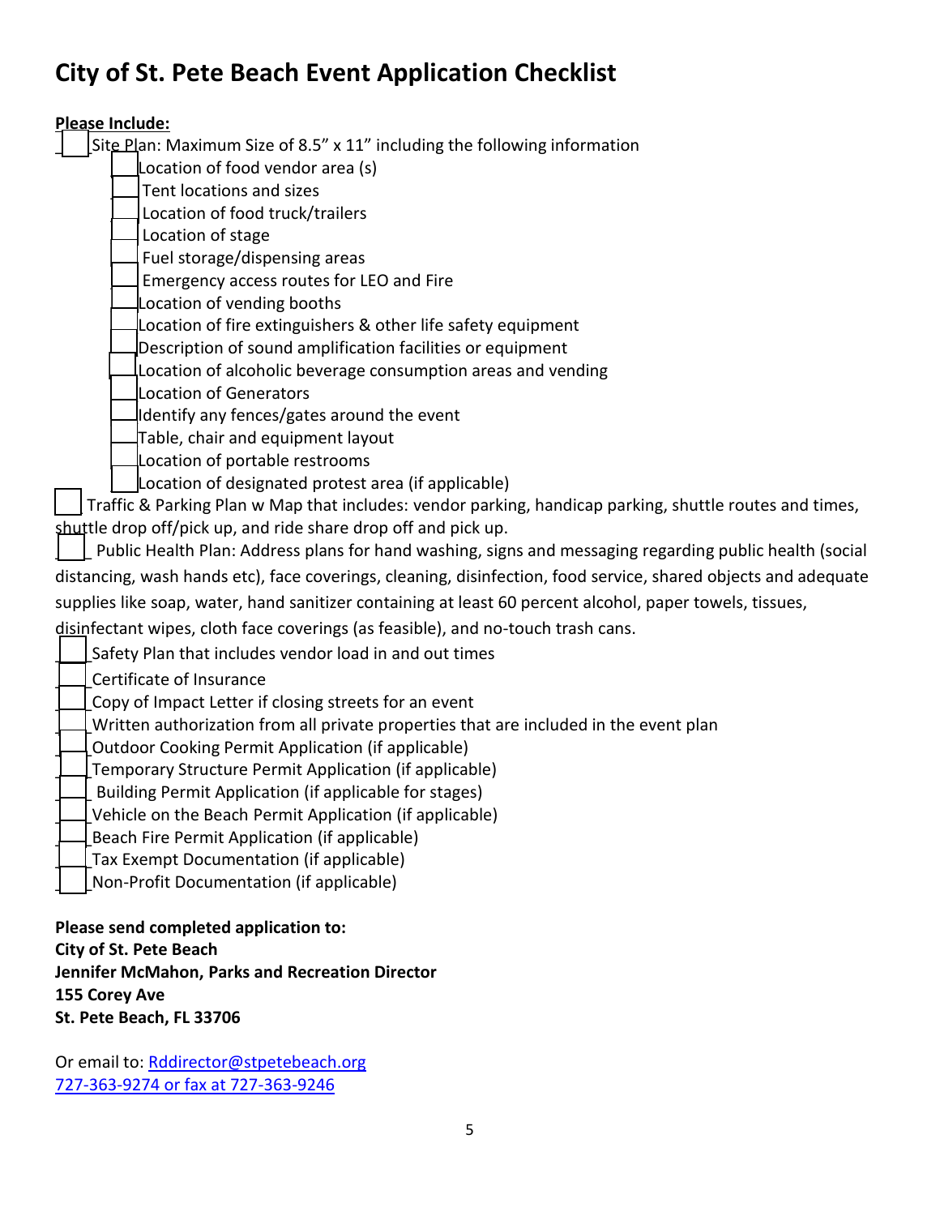# City of St. Pete Beach Event Application Checklist

**Please Include:**

- [ ] Site Plan: Maximum Size of 8.5" x 11" including the following information
  - [ ] Location of food vendor area (s)
  - [ ] Tent locations and sizes
  - [ ] Location of food truck/trailers
  - [ ] Location of stage
  - [ ] Fuel storage/dispensing areas
  - [ ] Emergency access routes for LEO and Fire
  - [ ] Location of vending booths
  - [ ] Location of fire extinguishers & other life safety equipment
  - [ ] Description of sound amplification facilities or equipment
  - [ ] Location of alcoholic beverage consumption areas and vending
  - [ ] Location of Generators
  - [ ] Identify any fences/gates around the event
  - [ ] Table, chair and equipment layout
  - [ ] Location of portable restrooms
  - [ ] Location of designated protest area (if applicable)
- [ ] Traffic & Parking Plan w Map that includes: vendor parking, handicap parking, shuttle routes and times, shuttle drop off/pick up, and ride share drop off and pick up.
- [ ] Public Health Plan: Address plans for hand washing, signs and messaging regarding public health (social distancing, wash hands etc), face coverings, cleaning, disinfection, food service, shared objects and adequate supplies like soap, water, hand sanitizer containing at least 60 percent alcohol, paper towels, tissues, disinfectant wipes, cloth face coverings (as feasible), and no-touch trash cans.
- [ ] Safety Plan that includes vendor load in and out times
- [ ] Certificate of Insurance
- [ ] Copy of Impact Letter if closing streets for an event
- [ ] Written authorization from all private properties that are included in the event plan
- [ ] Outdoor Cooking Permit Application (if applicable)
- [ ] Temporary Structure Permit Application (if applicable)
- [ ] Building Permit Application (if applicable for stages)
- [ ] Vehicle on the Beach Permit Application (if applicable)
- [ ] Beach Fire Permit Application (if applicable)
- [ ] Tax Exempt Documentation (if applicable)
- [ ] Non-Profit Documentation (if applicable)

**Please send completed application to:**
**City of St. Pete Beach**
**Jennifer McMahon, Parks and Recreation Director**
**155 Corey Ave**
**St. Pete Beach, FL 33706**

Or email to: Rddirector@stpetebeach.org
727-363-9274 or fax at 727-363-9246